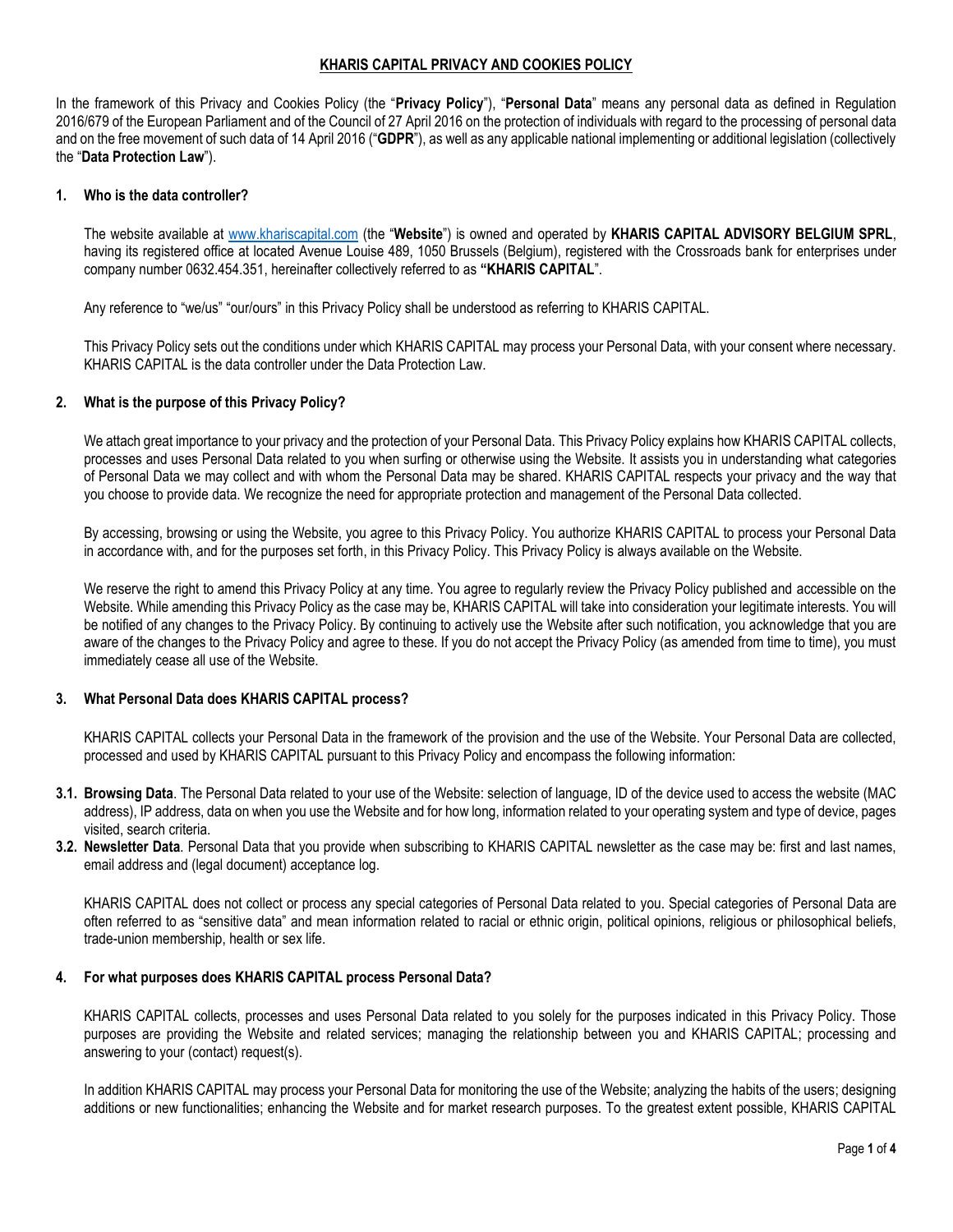# KHARIS CAPITAL PRIVACY AND COOKIES POLICY

In the framework of this Privacy and Cookies Policy (the "**Privacy Policy**"), "**Personal Data**" means any personal data as defined in Regulation 2016/679 of the European Parliament and of the Council of 27 April 2016 on the protection of individuals with regard to the processing of personal data and on the free movement of such data of 14 April 2016 ("**GDPR**"), as well as any applicable national implementing or additional legislation (collectively the "**Data Protection Law**").

## 1. Who is the data controller?

The website available at www.khariscapital.com (the "**Website**") is owned and operated by **KHARIS CAPITAL ADVISORY BELGIUM SPRL**, having its registered office at located Avenue Louise 489, 1050 Brussels (Belgium), registered with the Crossroads bank for enterprises under company number 0632.454.351, hereinafter collectively referred to as **"KHARIS CAPITAL**".

Any reference to "we/us" "our/ours" in this Privacy Policy shall be understood as referring to KHARIS CAPITAL.

This Privacy Policy sets out the conditions under which KHARIS CAPITAL may process your Personal Data, with your consent where necessary. KHARIS CAPITAL is the data controller under the Data Protection Law.

## 2. What is the purpose of this Privacy Policy?

We attach great importance to your privacy and the protection of your Personal Data. This Privacy Policy explains how KHARIS CAPITAL collects, processes and uses Personal Data related to you when surfing or otherwise using the Website. It assists you in understanding what categories of Personal Data we may collect and with whom the Personal Data may be shared. KHARIS CAPITAL respects your privacy and the way that you choose to provide data. We recognize the need for appropriate protection and management of the Personal Data collected.

By accessing, browsing or using the Website, you agree to this Privacy Policy. You authorize KHARIS CAPITAL to process your Personal Data in accordance with, and for the purposes set forth, in this Privacy Policy. This Privacy Policy is always available on the Website.

We reserve the right to amend this Privacy Policy at any time. You agree to regularly review the Privacy Policy published and accessible on the Website. While amending this Privacy Policy as the case may be, KHARIS CAPITAL will take into consideration your legitimate interests. You will be notified of any changes to the Privacy Policy. By continuing to actively use the Website after such notification, you acknowledge that you are aware of the changes to the Privacy Policy and agree to these. If you do not accept the Privacy Policy (as amended from time to time), you must immediately cease all use of the Website.

## 3. What Personal Data does KHARIS CAPITAL process?

KHARIS CAPITAL collects your Personal Data in the framework of the provision and the use of the Website. Your Personal Data are collected, processed and used by KHARIS CAPITAL pursuant to this Privacy Policy and encompass the following information:

**3.1. Browsing Data**. The Personal Data related to your use of the Website: selection of language, ID of the device used to access the website (MAC address), IP address, data on when you use the Website and for how long, information related to your operating system and type of device, pages visited, search criteria.

**3.2. Newsletter Data**. Personal Data that you provide when subscribing to KHARIS CAPITAL newsletter as the case may be: first and last names, email address and (legal document) acceptance log.

KHARIS CAPITAL does not collect or process any special categories of Personal Data related to you. Special categories of Personal Data are often referred to as "sensitive data" and mean information related to racial or ethnic origin, political opinions, religious or philosophical beliefs, trade-union membership, health or sex life.

## 4. For what purposes does KHARIS CAPITAL process Personal Data?

KHARIS CAPITAL collects, processes and uses Personal Data related to you solely for the purposes indicated in this Privacy Policy. Those purposes are providing the Website and related services; managing the relationship between you and KHARIS CAPITAL; processing and answering to your (contact) request(s).

In addition KHARIS CAPITAL may process your Personal Data for monitoring the use of the Website; analyzing the habits of the users; designing additions or new functionalities; enhancing the Website and for market research purposes. To the greatest extent possible, KHARIS CAPITAL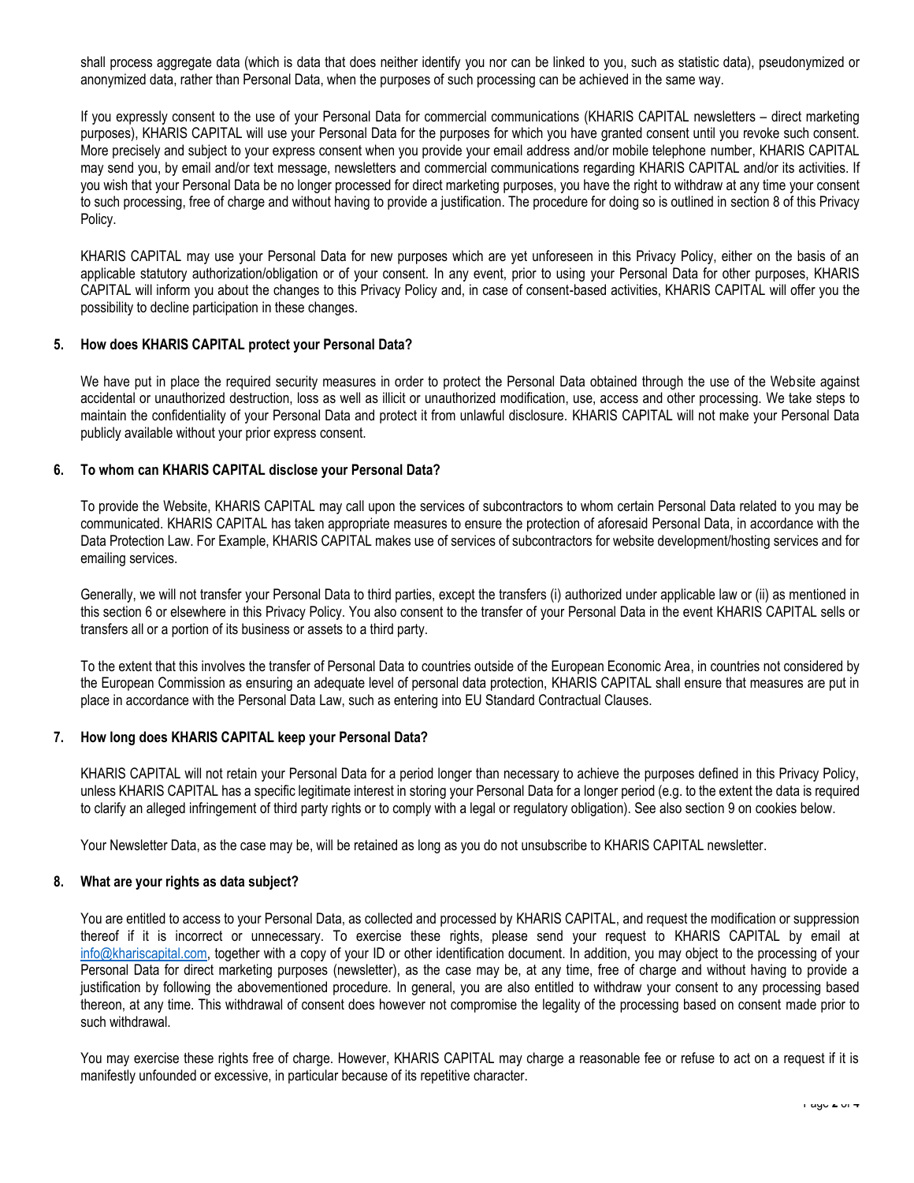shall process aggregate data (which is data that does neither identify you nor can be linked to you, such as statistic data), pseudonymized or anonymized data, rather than Personal Data, when the purposes of such processing can be achieved in the same way.

If you expressly consent to the use of your Personal Data for commercial communications (KHARIS CAPITAL newsletters – direct marketing purposes), KHARIS CAPITAL will use your Personal Data for the purposes for which you have granted consent until you revoke such consent. More precisely and subject to your express consent when you provide your email address and/or mobile telephone number, KHARIS CAPITAL may send you, by email and/or text message, newsletters and commercial communications regarding KHARIS CAPITAL and/or its activities. If you wish that your Personal Data be no longer processed for direct marketing purposes, you have the right to withdraw at any time your consent to such processing, free of charge and without having to provide a justification. The procedure for doing so is outlined in section 8 of this Privacy Policy.

KHARIS CAPITAL may use your Personal Data for new purposes which are yet unforeseen in this Privacy Policy, either on the basis of an applicable statutory authorization/obligation or of your consent. In any event, prior to using your Personal Data for other purposes, KHARIS CAPITAL will inform you about the changes to this Privacy Policy and, in case of consent-based activities, KHARIS CAPITAL will offer you the possibility to decline participation in these changes.

## 5. How does KHARIS CAPITAL protect your Personal Data?

We have put in place the required security measures in order to protect the Personal Data obtained through the use of the Website against accidental or unauthorized destruction, loss as well as illicit or unauthorized modification, use, access and other processing. We take steps to maintain the confidentiality of your Personal Data and protect it from unlawful disclosure. KHARIS CAPITAL will not make your Personal Data publicly available without your prior express consent.

## 6. To whom can KHARIS CAPITAL disclose your Personal Data?

To provide the Website, KHARIS CAPITAL may call upon the services of subcontractors to whom certain Personal Data related to you may be communicated. KHARIS CAPITAL has taken appropriate measures to ensure the protection of aforesaid Personal Data, in accordance with the Data Protection Law. For Example, KHARIS CAPITAL makes use of services of subcontractors for website development/hosting services and for emailing services.

Generally, we will not transfer your Personal Data to third parties, except the transfers (i) authorized under applicable law or (ii) as mentioned in this section 6 or elsewhere in this Privacy Policy. You also consent to the transfer of your Personal Data in the event KHARIS CAPITAL sells or transfers all or a portion of its business or assets to a third party.

To the extent that this involves the transfer of Personal Data to countries outside of the European Economic Area, in countries not considered by the European Commission as ensuring an adequate level of personal data protection, KHARIS CAPITAL shall ensure that measures are put in place in accordance with the Personal Data Law, such as entering into EU Standard Contractual Clauses.

## 7. How long does KHARIS CAPITAL keep your Personal Data?

KHARIS CAPITAL will not retain your Personal Data for a period longer than necessary to achieve the purposes defined in this Privacy Policy, unless KHARIS CAPITAL has a specific legitimate interest in storing your Personal Data for a longer period (e.g. to the extent the data is required to clarify an alleged infringement of third party rights or to comply with a legal or regulatory obligation). See also section 9 on cookies below.

Your Newsletter Data, as the case may be, will be retained as long as you do not unsubscribe to KHARIS CAPITAL newsletter.

## 8. What are your rights as data subject?

You are entitled to access to your Personal Data, as collected and processed by KHARIS CAPITAL, and request the modification or suppression thereof if it is incorrect or unnecessary. To exercise these rights, please send your request to KHARIS CAPITAL by email at [info@khariscapital.com](mailto:info@khariscapital.com), together with a copy of your ID or other identification document. In addition, you may object to the processing of your Personal Data for direct marketing purposes (newsletter), as the case may be, at any time, free of charge and without having to provide a justification by following the abovementioned procedure. In general, you are also entitled to withdraw your consent to any processing based thereon, at any time. This withdrawal of consent does however not compromise the legality of the processing based on consent made prior to such withdrawal.

You may exercise these rights free of charge. However, KHARIS CAPITAL may charge a reasonable fee or refuse to act on a request if it is manifestly unfounded or excessive, in particular because of its repetitive character.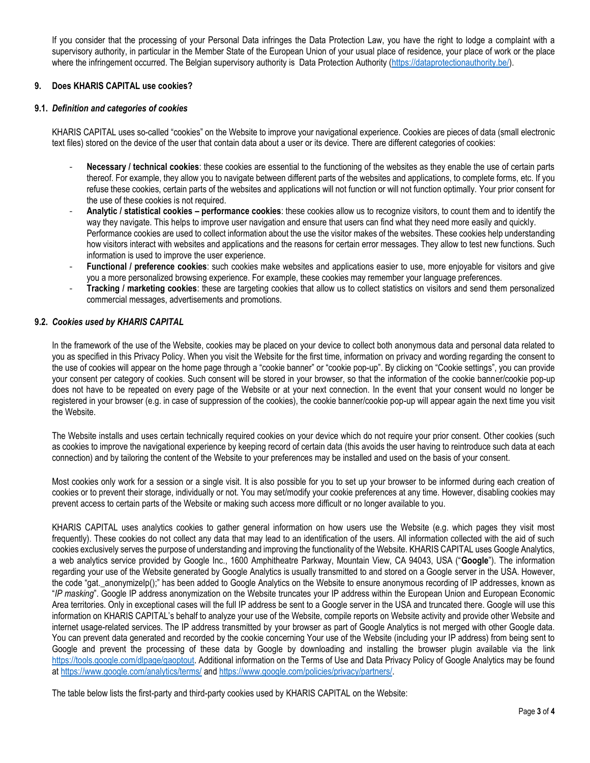If you consider that the processing of your Personal Data infringes the Data Protection Law, you have the right to lodge a complaint with a supervisory authority, in particular in the Member State of the European Union of your usual place of residence, your place of work or the place where the infringement occurred. The Belgian supervisory authority is Data Protection Authority (https://dataprotectionauthority.be/).

## 9. Does KHARIS CAPITAL use cookies?

### 9.1. *Definition and categories of cookies*

KHARIS CAPITAL uses so-called "cookies" on the Website to improve your navigational experience. Cookies are pieces of data (small electronic text files) stored on the device of the user that contain data about a user or its device. There are different categories of cookies:

- **Necessary / technical cookies**: these cookies are essential to the functioning of the websites as they enable the use of certain parts thereof. For example, they allow you to navigate between different parts of the websites and applications, to complete forms, etc. If you refuse these cookies, certain parts of the websites and applications will not function or will not function optimally. Your prior consent for the use of these cookies is not required.
- **Analytic / statistical cookies – performance cookies**: these cookies allow us to recognize visitors, to count them and to identify the way they navigate. This helps to improve user navigation and ensure that users can find what they need more easily and quickly. Performance cookies are used to collect information about the use the visitor makes of the websites. These cookies help understanding how visitors interact with websites and applications and the reasons for certain error messages. They allow to test new functions. Such information is used to improve the user experience.
- **Functional / preference cookies**: such cookies make websites and applications easier to use, more enjoyable for visitors and give you a more personalized browsing experience. For example, these cookies may remember your language preferences.
- **Tracking / marketing cookies**: these are targeting cookies that allow us to collect statistics on visitors and send them personalized commercial messages, advertisements and promotions.

### 9.2. *Cookies used by KHARIS CAPITAL*

In the framework of the use of the Website, cookies may be placed on your device to collect both anonymous data and personal data related to you as specified in this Privacy Policy. When you visit the Website for the first time, information on privacy and wording regarding the consent to the use of cookies will appear on the home page through a "cookie banner" or "cookie pop-up". By clicking on "Cookie settings", you can provide your consent per category of cookies. Such consent will be stored in your browser, so that the information of the cookie banner/cookie pop-up does not have to be repeated on every page of the Website or at your next connection. In the event that your consent would no longer be registered in your browser (e.g. in case of suppression of the cookies), the cookie banner/cookie pop-up will appear again the next time you visit the Website.

The Website installs and uses certain technically required cookies on your device which do not require your prior consent. Other cookies (such as cookies to improve the navigational experience by keeping record of certain data (this avoids the user having to reintroduce such data at each connection) and by tailoring the content of the Website to your preferences may be installed and used on the basis of your consent.

Most cookies only work for a session or a single visit. It is also possible for you to set up your browser to be informed during each creation of cookies or to prevent their storage, individually or not. You may set/modify your cookie preferences at any time. However, disabling cookies may prevent access to certain parts of the Website or making such access more difficult or no longer available to you.

KHARIS CAPITAL uses analytics cookies to gather general information on how users use the Website (e.g. which pages they visit most frequently). These cookies do not collect any data that may lead to an identification of the users. All information collected with the aid of such cookies exclusively serves the purpose of understanding and improving the functionality of the Website. KHARIS CAPITAL uses Google Analytics, a web analytics service provided by Google Inc., 1600 Amphitheatre Parkway, Mountain View, CA 94043, USA ("**Google**"). The information regarding your use of the Website generated by Google Analytics is usually transmitted to and stored on a Google server in the USA. However, the code "gat._anonymizeIp();" has been added to Google Analytics on the Website to ensure anonymous recording of IP addresses, known as "*IP masking*". Google IP address anonymization on the Website truncates your IP address within the European Union and European Economic Area territories. Only in exceptional cases will the full IP address be sent to a Google server in the USA and truncated there. Google will use this information on KHARIS CAPITAL's behalf to analyze your use of the Website, compile reports on Website activity and provide other Website and internet usage-related services. The IP address transmitted by your browser as part of Google Analytics is not merged with other Google data. You can prevent data generated and recorded by the cookie concerning Your use of the Website (including your IP address) from being sent to Google and prevent the processing of these data by Google by downloading and installing the browser plugin available via the link https://tools.google.com/dlpage/gaoptout. Additional information on the Terms of Use and Data Privacy Policy of Google Analytics may be found at https://www.google.com/analytics/terms/ and https://www.google.com/policies/privacy/partners/.

The table below lists the first-party and third-party cookies used by KHARIS CAPITAL on the Website: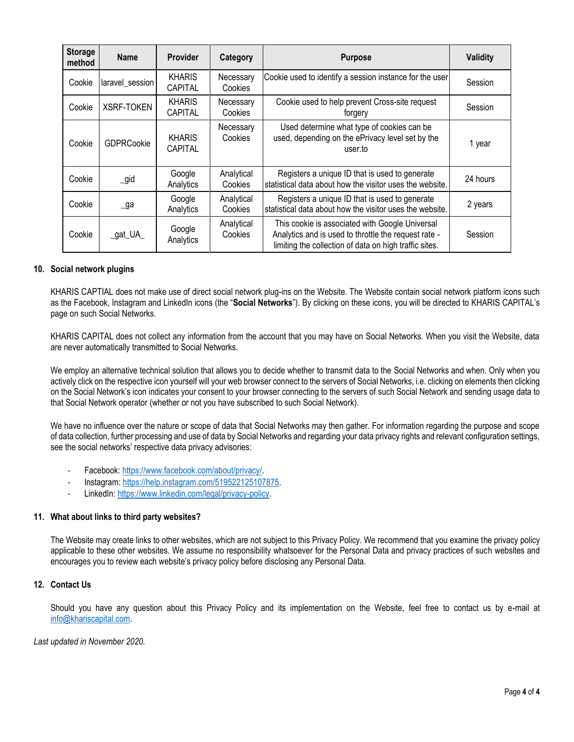| Storage method | Name | Provider | Category | Purpose | Validity |
|---|---|---|---|---|---|
| Cookie | laravel_session | KHARIS CAPITAL | Necessary Cookies | Cookie used to identify a session instance for the user | Session |
| Cookie | XSRF-TOKEN | KHARIS CAPITAL | Necessary Cookies | Cookie used to help prevent Cross-site request forgery | Session |
| Cookie | GDPRCookie | KHARIS CAPITAL | Necessary Cookies | Used determine what type of cookies can be used, depending on the ePrivacy level set by the user.to | 1 year |
| Cookie | _gid | Google Analytics | Analytical Cookies | Registers a unique ID that is used to generate statistical data about how the visitor uses the website. | 24 hours |
| Cookie | _ga | Google Analytics | Analytical Cookies | Registers a unique ID that is used to generate statistical data about how the visitor uses the website. | 2 years |
| Cookie | _gat_UA_ | Google Analytics | Analytical Cookies | This cookie is associated with Google Universal Analytics and is used to throttle the request rate - limiting the collection of data on high traffic sites. | Session |

**10. Social network plugins**

KHARIS CAPTIAL does not make use of direct social network plug-ins on the Website. The Website contain social network platform icons such as the Facebook, Instagram and LinkedIn icons (the "**Social Networks**"). By clicking on these icons, you will be directed to KHARIS CAPTIAL's page on such Social Networks.

KHARIS CAPTIAL does not collect any information from the account that you may have on Social Networks. When you visit the Website, data are never automatically transmitted to Social Networks.

We employ an alternative technical solution that allows you to decide whether to transmit data to the Social Networks and when. Only when you actively click on the respective icon yourself will your web browser connect to the servers of Social Networks, i.e. clicking on elements then clicking on the Social Network's icon indicates your consent to your browser connecting to the servers of such Social Network and sending usage data to that Social Network operator (whether or not you have subscribed to such Social Network).

We have no influence over the nature or scope of data that Social Networks may then gather. For information regarding the purpose and scope of data collection, further processing and use of data by Social Networks and regarding your data privacy rights and relevant configuration settings, see the social networks' respective data privacy advisories:

- Facebook: https://www.facebook.com/about/privacy/.
- Instagram: https://help.instagram.com/519522125107875.
- LinkedIn: https://www.linkedin.com/legal/privacy-policy.

**11. What about links to third party websites?**

The Website may create links to other websites, which are not subject to this Privacy Policy. We recommend that you examine the privacy policy applicable to these other websites. We assume no responsibility whatsoever for the Personal Data and privacy practices of such websites and encourages you to review each website's privacy policy before disclosing any Personal Data.

**12. Contact Us**

Should you have any question about this Privacy Policy and its implementation on the Website, feel free to contact us by e-mail at info@khariscapital.com.

*Last updated in November 2020.*